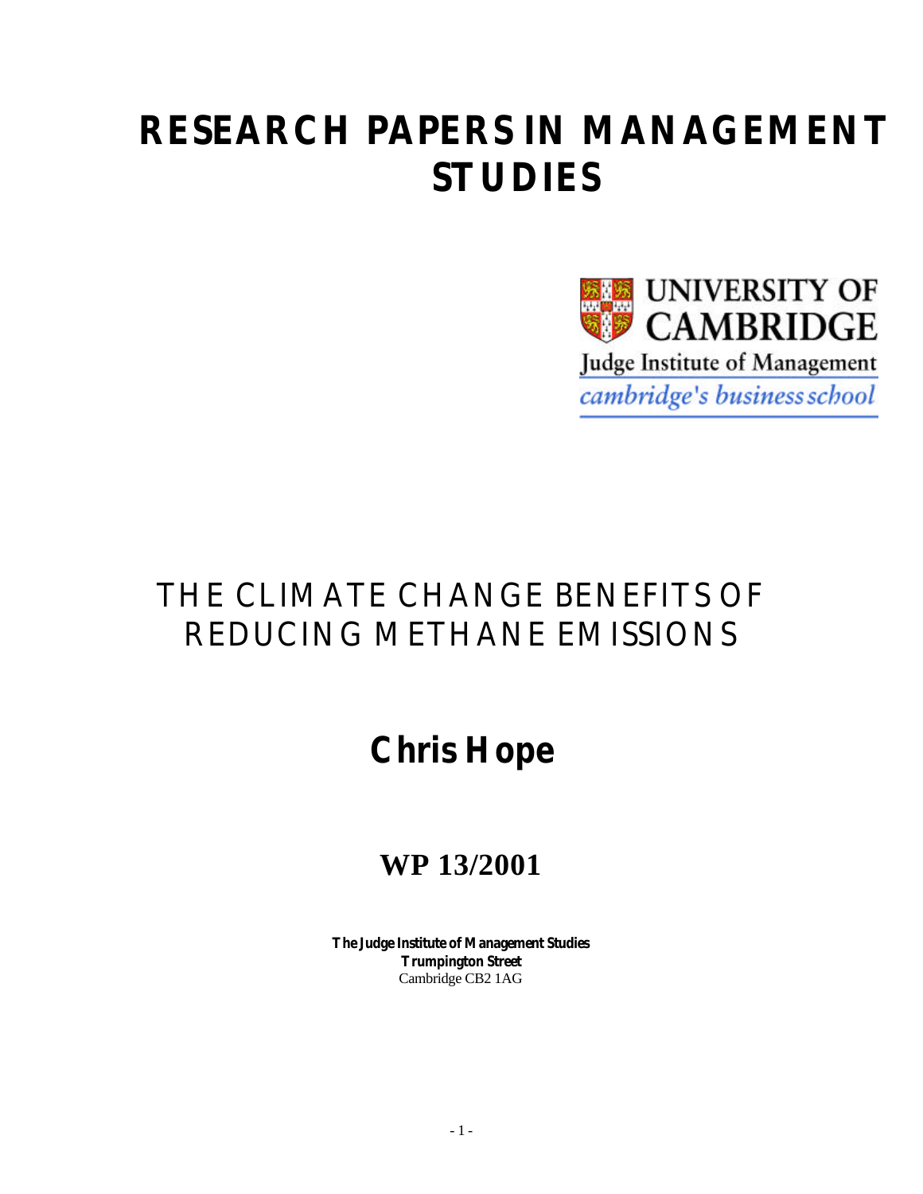# RESEARCH PAPERS IN MANAGEMENT STUDIES

UNIVERSITY OF CAMBRIDGE

Judge Institute of Management

*cambridge's business school*

## THE CLIMATE CHANGE BENEFITS OF REDUCING METHANE EMISSIONS

**Chris Hope**

**WP 13/2001**

**The Judge Institute of Management Studies**
**Trumpington Street**
Cambridge CB2 1AG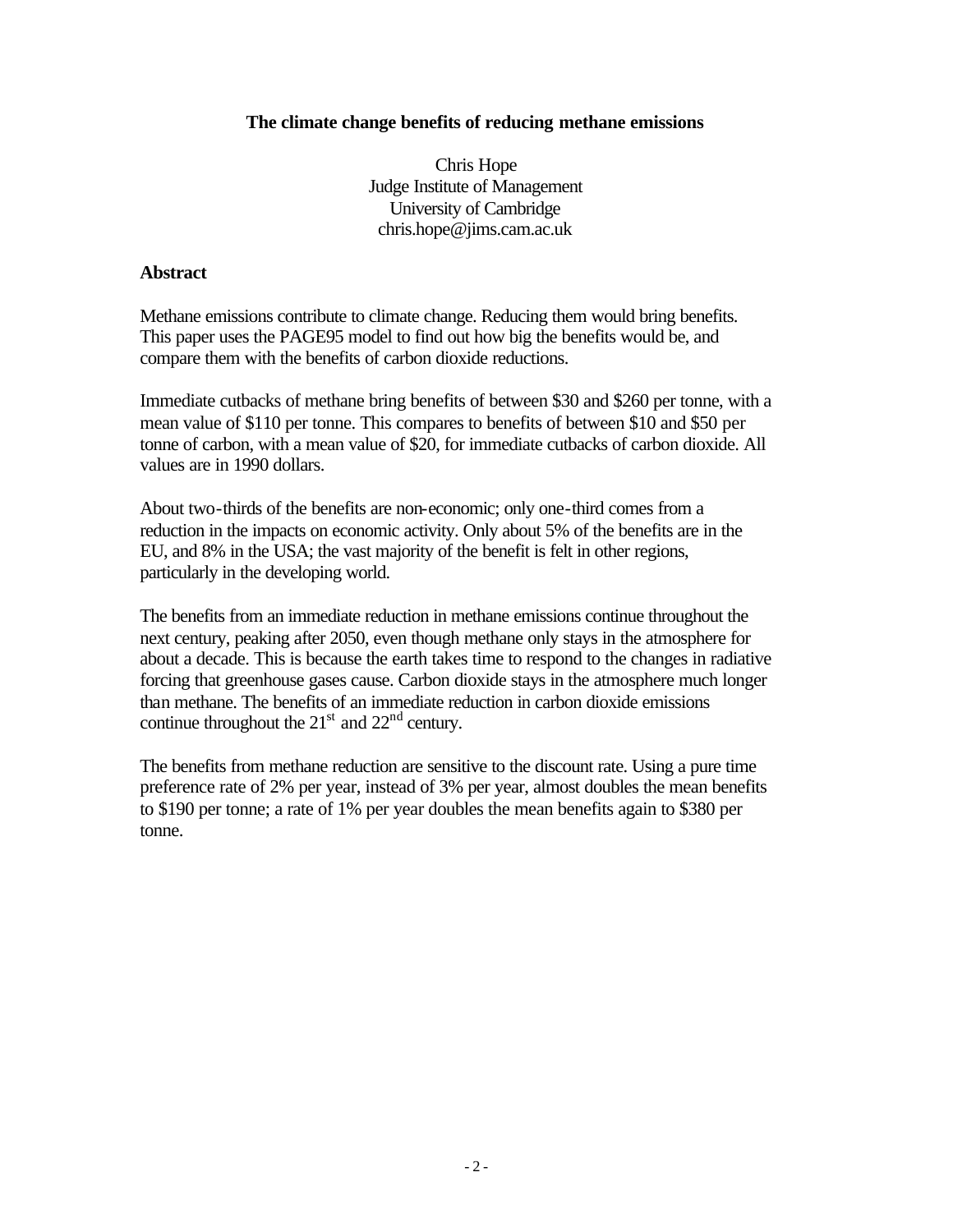**The climate change benefits of reducing methane emissions**

Chris Hope
Judge Institute of Management
University of Cambridge
chris.hope@jims.cam.ac.uk

## Abstract

Methane emissions contribute to climate change. Reducing them would bring benefits. This paper uses the PAGE95 model to find out how big the benefits would be, and compare them with the benefits of carbon dioxide reductions.

Immediate cutbacks of methane bring benefits of between $30 and $260 per tonne, with a mean value of $110 per tonne. This compares to benefits of between $10 and $50 per tonne of carbon, with a mean value of $20, for immediate cutbacks of carbon dioxide. All values are in 1990 dollars.

About two-thirds of the benefits are non-economic; only one-third comes from a reduction in the impacts on economic activity. Only about 5% of the benefits are in the EU, and 8% in the USA; the vast majority of the benefit is felt in other regions, particularly in the developing world.

The benefits from an immediate reduction in methane emissions continue throughout the next century, peaking after 2050, even though methane only stays in the atmosphere for about a decade. This is because the earth takes time to respond to the changes in radiative forcing that greenhouse gases cause. Carbon dioxide stays in the atmosphere much longer than methane. The benefits of an immediate reduction in carbon dioxide emissions continue throughout the 21st and 22nd century.

The benefits from methane reduction are sensitive to the discount rate. Using a pure time preference rate of 2% per year, instead of 3% per year, almost doubles the mean benefits to $190 per tonne; a rate of 1% per year doubles the mean benefits again to $380 per tonne.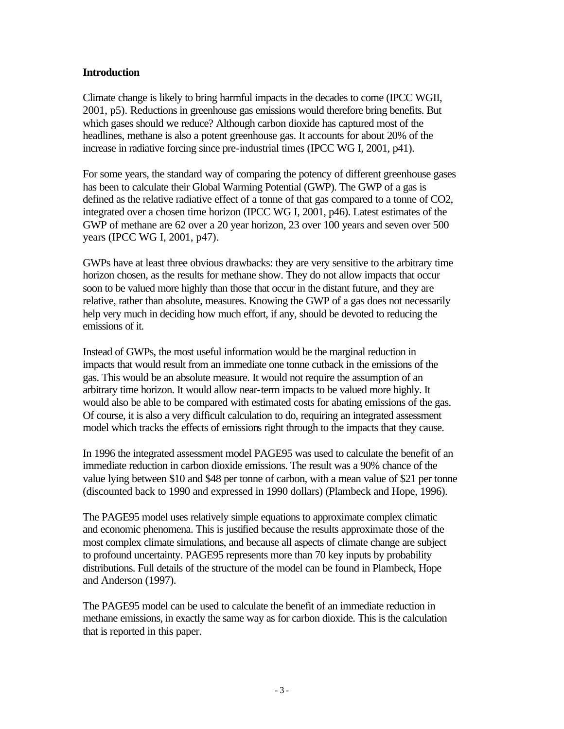## Introduction

Climate change is likely to bring harmful impacts in the decades to come (IPCC WGII, 2001, p5). Reductions in greenhouse gas emissions would therefore bring benefits. But which gases should we reduce? Although carbon dioxide has captured most of the headlines, methane is also a potent greenhouse gas. It accounts for about 20% of the increase in radiative forcing since pre-industrial times (IPCC WG I, 2001, p41).

For some years, the standard way of comparing the potency of different greenhouse gases has been to calculate their Global Warming Potential (GWP). The GWP of a gas is defined as the relative radiative effect of a tonne of that gas compared to a tonne of $CO_2$, integrated over a chosen time horizon (IPCC WG I, 2001, p46). Latest estimates of the GWP of methane are 62 over a 20 year horizon, 23 over 100 years and seven over 500 years (IPCC WG I, 2001, p47).

GWPs have at least three obvious drawbacks: they are very sensitive to the arbitrary time horizon chosen, as the results for methane show. They do not allow impacts that occur soon to be valued more highly than those that occur in the distant future, and they are relative, rather than absolute, measures. Knowing the GWP of a gas does not necessarily help very much in deciding how much effort, if any, should be devoted to reducing the emissions of it.

Instead of GWPs, the most useful information would be the marginal reduction in impacts that would result from an immediate one tonne cutback in the emissions of the gas. This would be an absolute measure. It would not require the assumption of an arbitrary time horizon. It would allow near-term impacts to be valued more highly. It would also be able to be compared with estimated costs for abating emissions of the gas. Of course, it is also a very difficult calculation to do, requiring an integrated assessment model which tracks the effects of emissions right through to the impacts that they cause.

In 1996 the integrated assessment model PAGE95 was used to calculate the benefit of an immediate reduction in carbon dioxide emissions. The result was a 90% chance of the value lying between $10 and $48 per tonne of carbon, with a mean value of $21 per tonne (discounted back to 1990 and expressed in 1990 dollars) (Plambeck and Hope, 1996).

The PAGE95 model uses relatively simple equations to approximate complex climatic and economic phenomena. This is justified because the results approximate those of the most complex climate simulations, and because all aspects of climate change are subject to profound uncertainty. PAGE95 represents more than 70 key inputs by probability distributions. Full details of the structure of the model can be found in Plambeck, Hope and Anderson (1997).

The PAGE95 model can be used to calculate the benefit of an immediate reduction in methane emissions, in exactly the same way as for carbon dioxide. This is the calculation that is reported in this paper.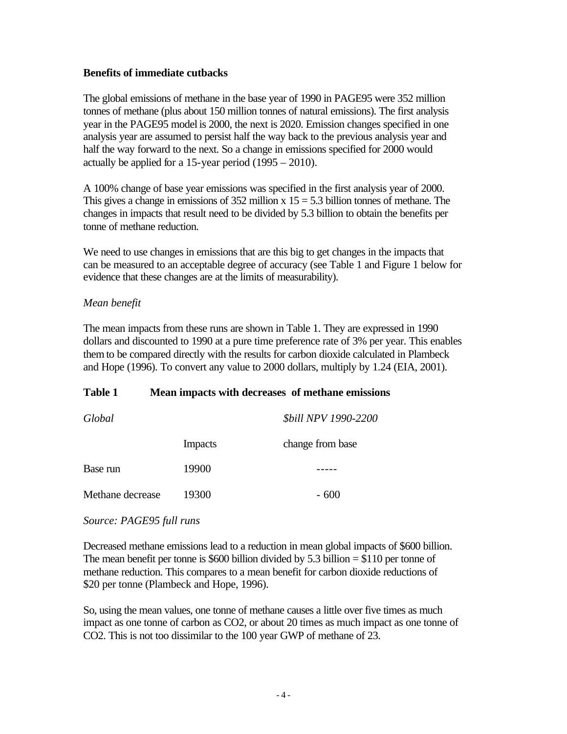**Benefits of immediate cutbacks**

The global emissions of methane in the base year of 1990 in PAGE95 were 352 million tonnes of methane (plus about 150 million tonnes of natural emissions). The first analysis year in the PAGE95 model is 2000, the next is 2020. Emission changes specified in one analysis year are assumed to persist half the way back to the previous analysis year and half the way forward to the next. So a change in emissions specified for 2000 would actually be applied for a 15-year period (1995 – 2010).

A 100% change of base year emissions was specified in the first analysis year of 2000. This gives a change in emissions of 352 million x 15 = 5.3 billion tonnes of methane. The changes in impacts that result need to be divided by 5.3 billion to obtain the benefits per tonne of methane reduction.

We need to use changes in emissions that are this big to get changes in the impacts that can be measured to an acceptable degree of accuracy (see Table 1 and Figure 1 below for evidence that these changes are at the limits of measurability).

*Mean benefit*

The mean impacts from these runs are shown in Table 1. They are expressed in 1990 dollars and discounted to 1990 at a pure time preference rate of 3% per year. This enables them to be compared directly with the results for carbon dioxide calculated in Plambeck and Hope (1996). To convert any value to 2000 dollars, multiply by 1.24 (EIA, 2001).

**Table 1 Mean impacts with decreases of methane emissions**

| *Global* | | *$bill NPV 1990-2200* |
|---|---|---|
| | Impacts | change from base |
| Base run | 19900 | ----- |
| Methane decrease | 19300 | - 600 |

*Source: PAGE95 full runs*

Decreased methane emissions lead to a reduction in mean global impacts of $600 billion. The mean benefit per tonne is $600 billion divided by 5.3 billion = $110 per tonne of methane reduction. This compares to a mean benefit for carbon dioxide reductions of $20 per tonne (Plambeck and Hope, 1996).

So, using the mean values, one tonne of methane causes a little over five times as much impact as one tonne of carbon as $CO_2$, or about 20 times as much impact as one tonne of $CO_2$. This is not too dissimilar to the 100 year GWP of methane of 23.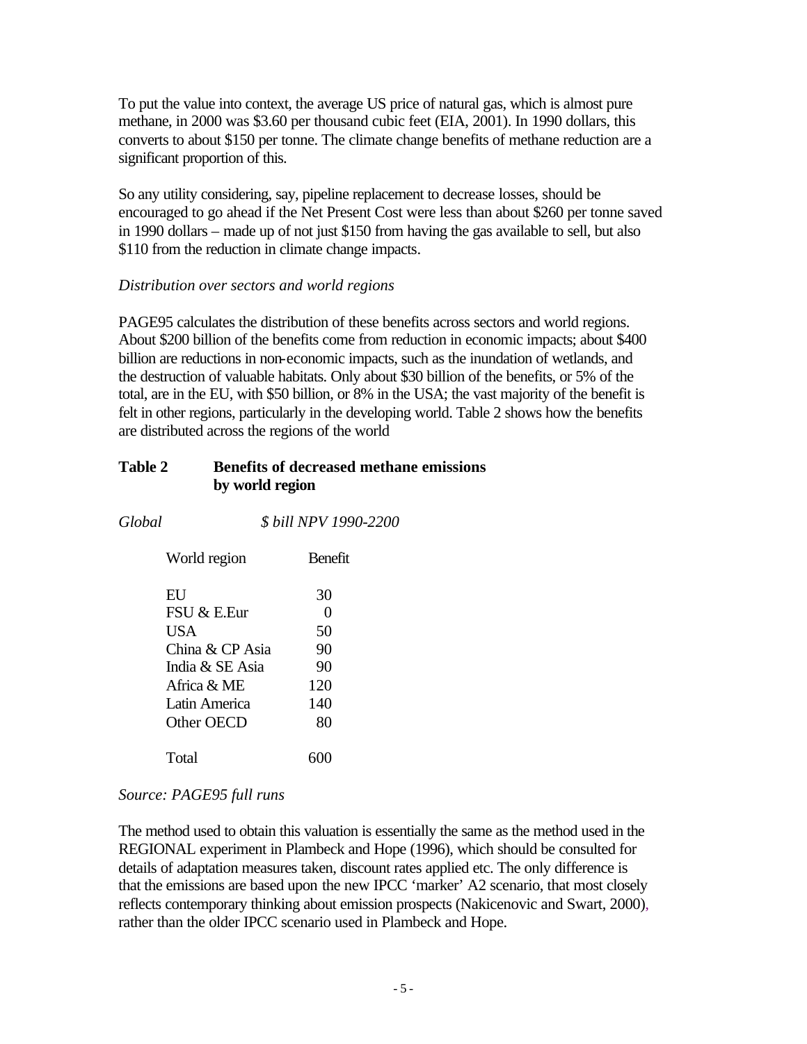To put the value into context, the average US price of natural gas, which is almost pure methane, in 2000 was \$3.60 per thousand cubic feet (EIA, 2001). In 1990 dollars, this converts to about \$150 per tonne. The climate change benefits of methane reduction are a significant proportion of this.

So any utility considering, say, pipeline replacement to decrease losses, should be encouraged to go ahead if the Net Present Cost were less than about \$260 per tonne saved in 1990 dollars – made up of not just \$150 from having the gas available to sell, but also \$110 from the reduction in climate change impacts.

*Distribution over sectors and world regions*

PAGE95 calculates the distribution of these benefits across sectors and world regions. About \$200 billion of the benefits come from reduction in economic impacts; about \$400 billion are reductions in non-economic impacts, such as the inundation of wetlands, and the destruction of valuable habitats. Only about \$30 billion of the benefits, or 5% of the total, are in the EU, with \$50 billion, or 8% in the USA; the vast majority of the benefit is felt in other regions, particularly in the developing world. Table 2 shows how the benefits are distributed across the regions of the world

**Table 2 Benefits of decreased methane emissions by world region**

*Global* *\$ bill NPV 1990-2200*

| World region | Benefit |
|---|---|
| EU | 30 |
| FSU & E.Eur | 0 |
| USA | 50 |
| China & CP Asia | 90 |
| India & SE Asia | 90 |
| Africa & ME | 120 |
| Latin America | 140 |
| Other OECD | 80 |
| Total | 600 |

*Source: PAGE95 full runs*

The method used to obtain this valuation is essentially the same as the method used in the REGIONAL experiment in Plambeck and Hope (1996), which should be consulted for details of adaptation measures taken, discount rates applied etc. The only difference is that the emissions are based upon the new IPCC 'marker' A2 scenario, that most closely reflects contemporary thinking about emission prospects (Nakicenovic and Swart, 2000), rather than the older IPCC scenario used in Plambeck and Hope.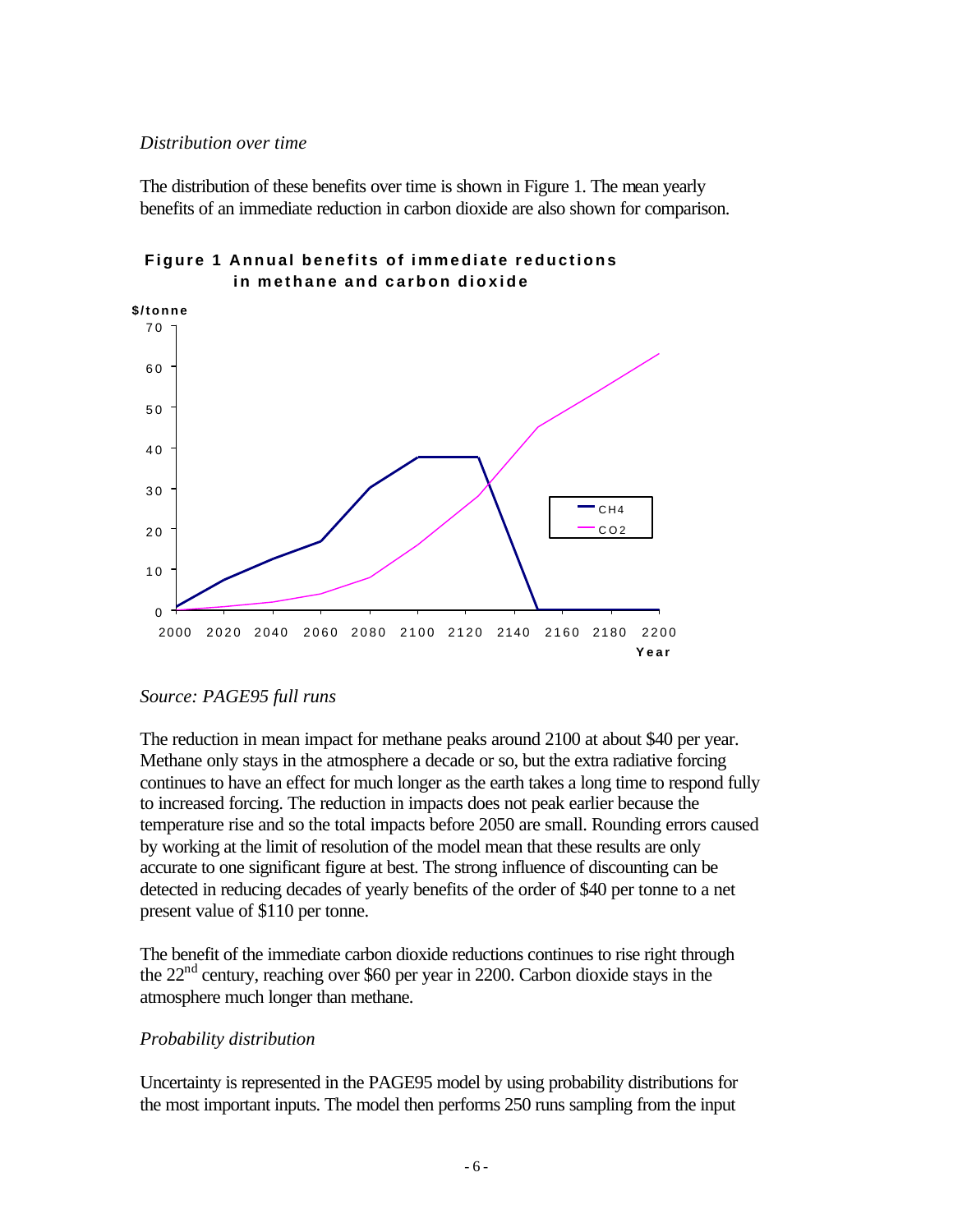*Distribution over time*

The distribution of these benefits over time is shown in Figure 1. The mean yearly benefits of an immediate reduction in carbon dioxide are also shown for comparison.

**Figure 1 Annual benefits of immediate reductions in methane and carbon dioxide**

*Source: PAGE95 full runs*

The reduction in mean impact for methane peaks around 2100 at about \$40 per year. Methane only stays in the atmosphere a decade or so, but the extra radiative forcing continues to have an effect for much longer as the earth takes a long time to respond fully to increased forcing. The reduction in impacts does not peak earlier because the temperature rise and so the total impacts before 2050 are small. Rounding errors caused by working at the limit of resolution of the model mean that these results are only accurate to one significant figure at best. The strong influence of discounting can be detected in reducing decades of yearly benefits of the order of \$40 per tonne to a net present value of \$110 per tonne.

The benefit of the immediate carbon dioxide reductions continues to rise right through the 22nd century, reaching over \$60 per year in 2200. Carbon dioxide stays in the atmosphere much longer than methane.

*Probability distribution*

Uncertainty is represented in the PAGE95 model by using probability distributions for the most important inputs. The model then performs 250 runs sampling from the input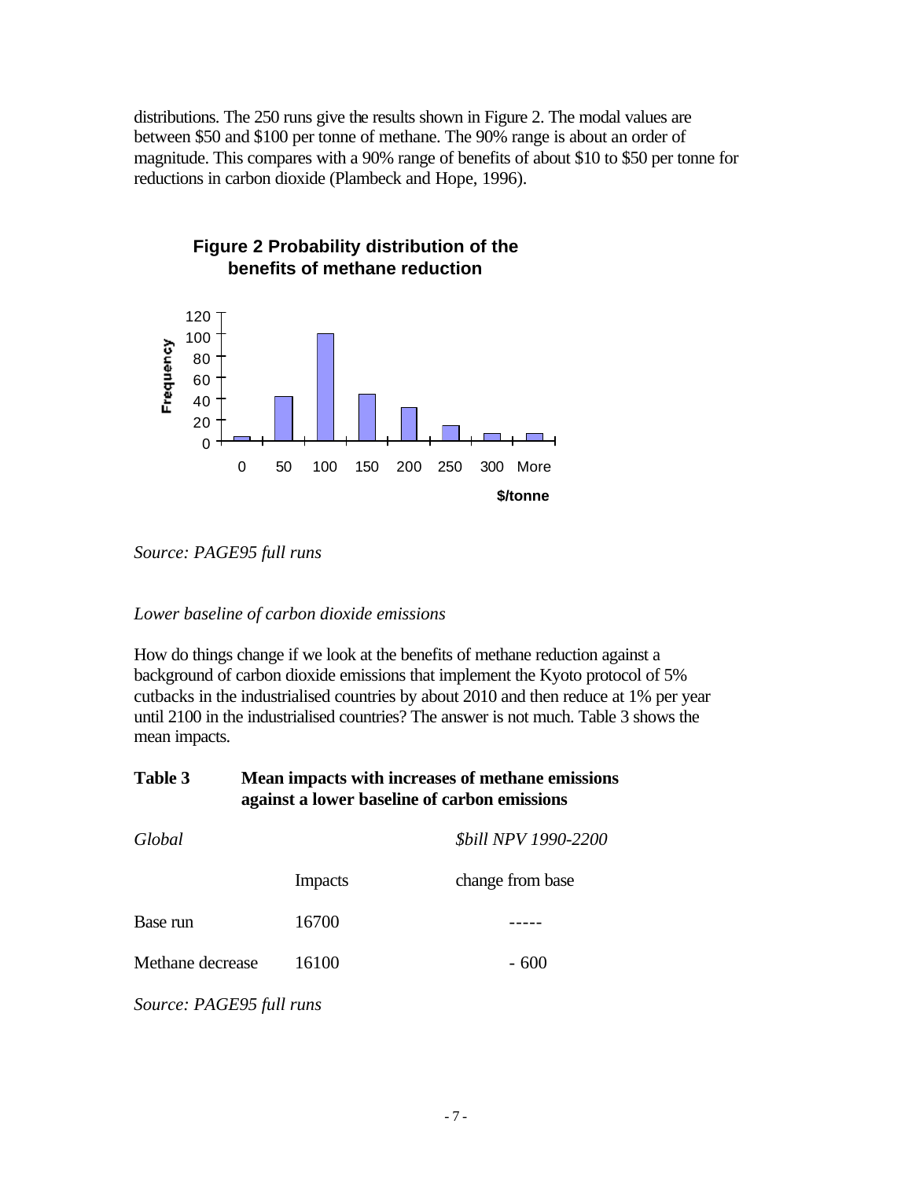distributions. The 250 runs give the results shown in Figure 2. The modal values are between \$50 and \$100 per tonne of methane. The 90% range is about an order of magnitude. This compares with a 90% range of benefits of about \$10 to \$50 per tonne for reductions in carbon dioxide (Plambeck and Hope, 1996).

**Figure 2 Probability distribution of the benefits of methane reduction**

*Source: PAGE95 full runs*

*Lower baseline of carbon dioxide emissions*

How do things change if we look at the benefits of methane reduction against a background of carbon dioxide emissions that implement the Kyoto protocol of 5% cutbacks in the industrialised countries by about 2010 and then reduce at 1% per year until 2100 in the industrialised countries? The answer is not much. Table 3 shows the mean impacts.

**Table 3 Mean impacts with increases of methane emissions against a lower baseline of carbon emissions**

| *Global* | | *\$bill NPV 1990-2200* |
|---|---|---|
| | Impacts | change from base |
| Base run | 16700 | ----- |
| Methane decrease | 16100 | - 600 |

*Source: PAGE95 full runs*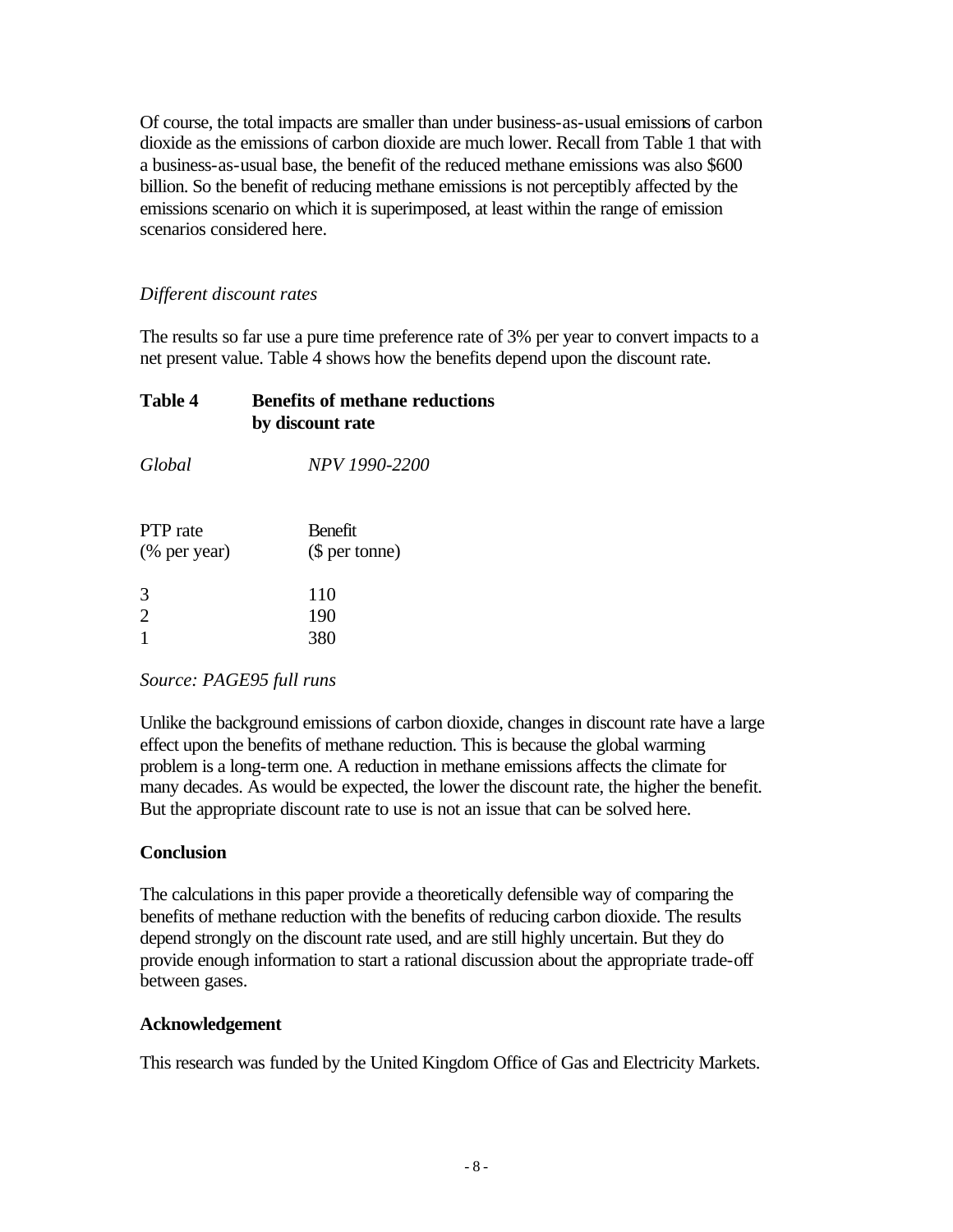Of course, the total impacts are smaller than under business-as-usual emissions of carbon dioxide as the emissions of carbon dioxide are much lower. Recall from Table 1 that with a business-as-usual base, the benefit of the reduced methane emissions was also $600 billion. So the benefit of reducing methane emissions is not perceptibly affected by the emissions scenario on which it is superimposed, at least within the range of emission scenarios considered here.

*Different discount rates*

The results so far use a pure time preference rate of 3% per year to convert impacts to a net present value. Table 4 shows how the benefits depend upon the discount rate.

**Table 4 Benefits of methane reductions by discount rate**

*Global* *NPV 1990-2200*

| PTP rate (% per year) | Benefit ($ per tonne) |
|---|---|
| 3 | 110 |
| 2 | 190 |
| 1 | 380 |

*Source: PAGE95 full runs*

Unlike the background emissions of carbon dioxide, changes in discount rate have a large effect upon the benefits of methane reduction. This is because the global warming problem is a long-term one. A reduction in methane emissions affects the climate for many decades. As would be expected, the lower the discount rate, the higher the benefit. But the appropriate discount rate to use is not an issue that can be solved here.

**Conclusion**

The calculations in this paper provide a theoretically defensible way of comparing the benefits of methane reduction with the benefits of reducing carbon dioxide. The results depend strongly on the discount rate used, and are still highly uncertain. But they do provide enough information to start a rational discussion about the appropriate trade-off between gases.

**Acknowledgement**

This research was funded by the United Kingdom Office of Gas and Electricity Markets.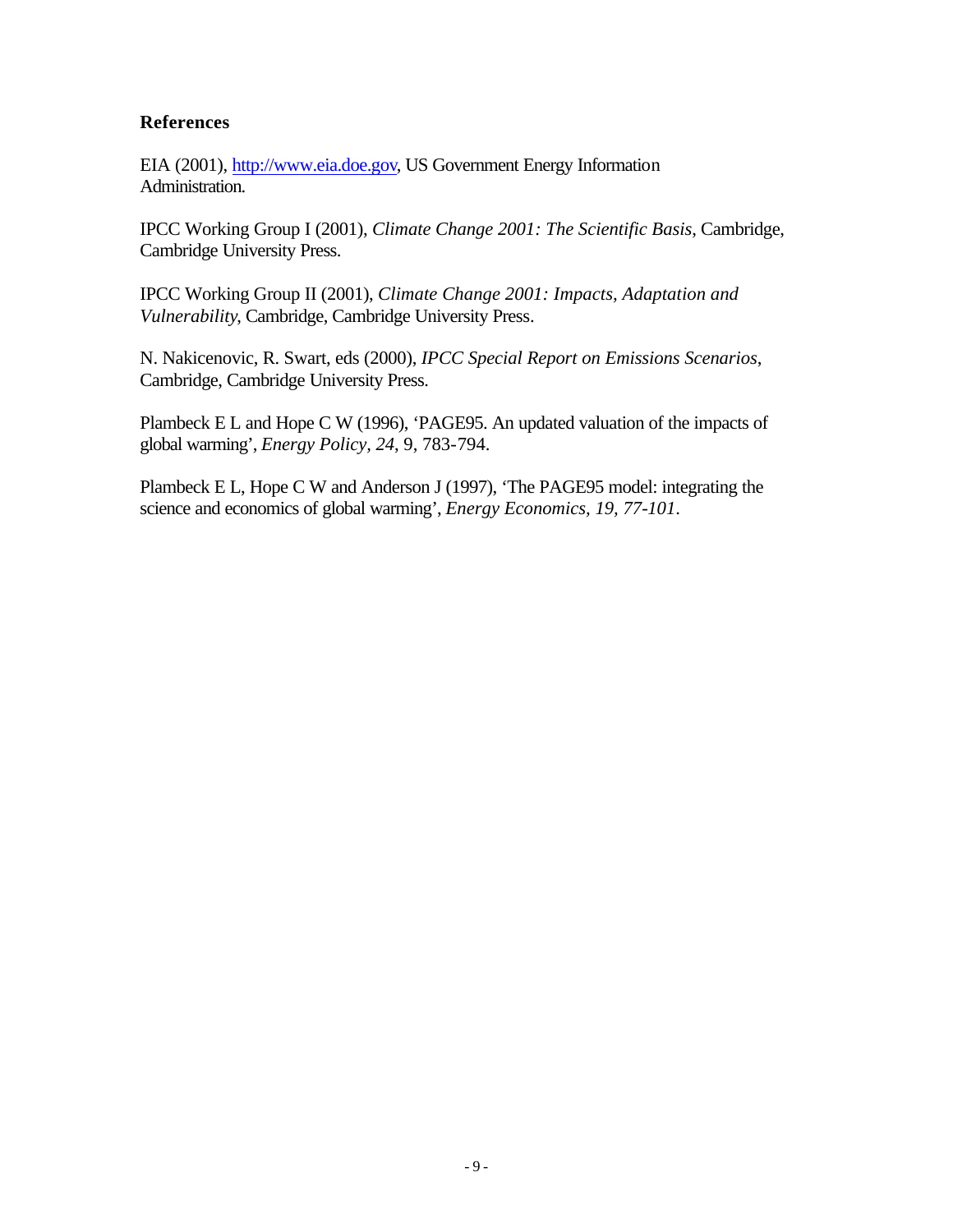## References

EIA (2001), http://www.eia.doe.gov, US Government Energy Information Administration.

IPCC Working Group I (2001), *Climate Change 2001: The Scientific Basis*, Cambridge, Cambridge University Press.

IPCC Working Group II (2001), *Climate Change 2001: Impacts, Adaptation and Vulnerability*, Cambridge, Cambridge University Press.

N. Nakicenovic, R. Swart, eds (2000), *IPCC Special Report on Emissions Scenarios*, Cambridge, Cambridge University Press.

Plambeck E L and Hope C W (1996), 'PAGE95. An updated valuation of the impacts of global warming', *Energy Policy*, *24*, 9, 783-794.

Plambeck E L, Hope C W and Anderson J (1997), 'The PAGE95 model: integrating the science and economics of global warming', *Energy Economics*, *19*, *77-101*.